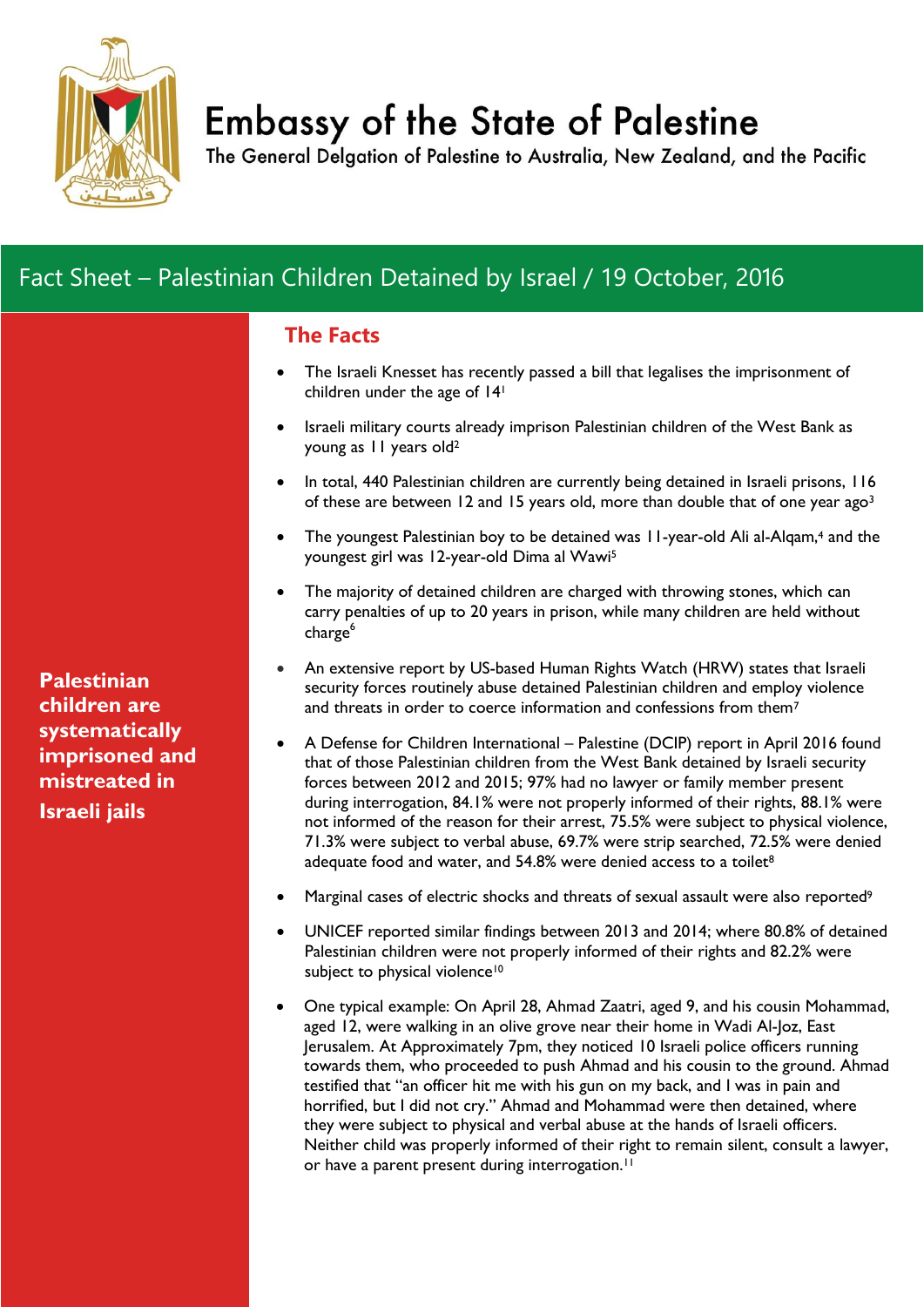# Embassy of the State of Palestine

The General Delgation of Palestine to Australia, New Zealand, and the Pacific

## Fact Sheet – Palestinian Children Detained by Israel / 19 October, 2016

**Palestinian children are systematically imprisoned and mistreated in Israeli jails**

### The Facts

- The Israeli Knesset has recently passed a bill that legalises the imprisonment of children under the age of 14[1]
- Israeli military courts already imprison Palestinian children of the West Bank as young as 11 years old[2]
- In total, 440 Palestinian children are currently being detained in Israeli prisons, 116 of these are between 12 and 15 years old, more than double that of one year ago[3]
- The youngest Palestinian boy to be detained was 11-year-old Ali al-Alqam,[4] and the youngest girl was 12-year-old Dima al Wawi[5]
- The majority of detained children are charged with throwing stones, which can carry penalties of up to 20 years in prison, while many children are held without charge[6]
- An extensive report by US-based Human Rights Watch (HRW) states that Israeli security forces routinely abuse detained Palestinian children and employ violence and threats in order to coerce information and confessions from them[7]
- A Defense for Children International – Palestine (DCIP) report in April 2016 found that of those Palestinian children from the West Bank detained by Israeli security forces between 2012 and 2015; 97% had no lawyer or family member present during interrogation, 84.1% were not properly informed of their rights, 88.1% were not informed of the reason for their arrest, 75.5% were subject to physical violence, 71.3% were subject to verbal abuse, 69.7% were strip searched, 72.5% were denied adequate food and water, and 54.8% were denied access to a toilet[8]
- Marginal cases of electric shocks and threats of sexual assault were also reported[9]
- UNICEF reported similar findings between 2013 and 2014; where 80.8% of detained Palestinian children were not properly informed of their rights and 82.2% were subject to physical violence[10]
- One typical example: On April 28, Ahmad Zaatri, aged 9, and his cousin Mohammad, aged 12, were walking in an olive grove near their home in Wadi Al-Joz, East Jerusalem. At Approximately 7pm, they noticed 10 Israeli police officers running towards them, who proceeded to push Ahmad and his cousin to the ground. Ahmad testified that "an officer hit me with his gun on my back, and I was in pain and horrified, but I did not cry." Ahmad and Mohammad were then detained, where they were subject to physical and verbal abuse at the hands of Israeli officers. Neither child was properly informed of their right to remain silent, consult a lawyer, or have a parent present during interrogation.[11]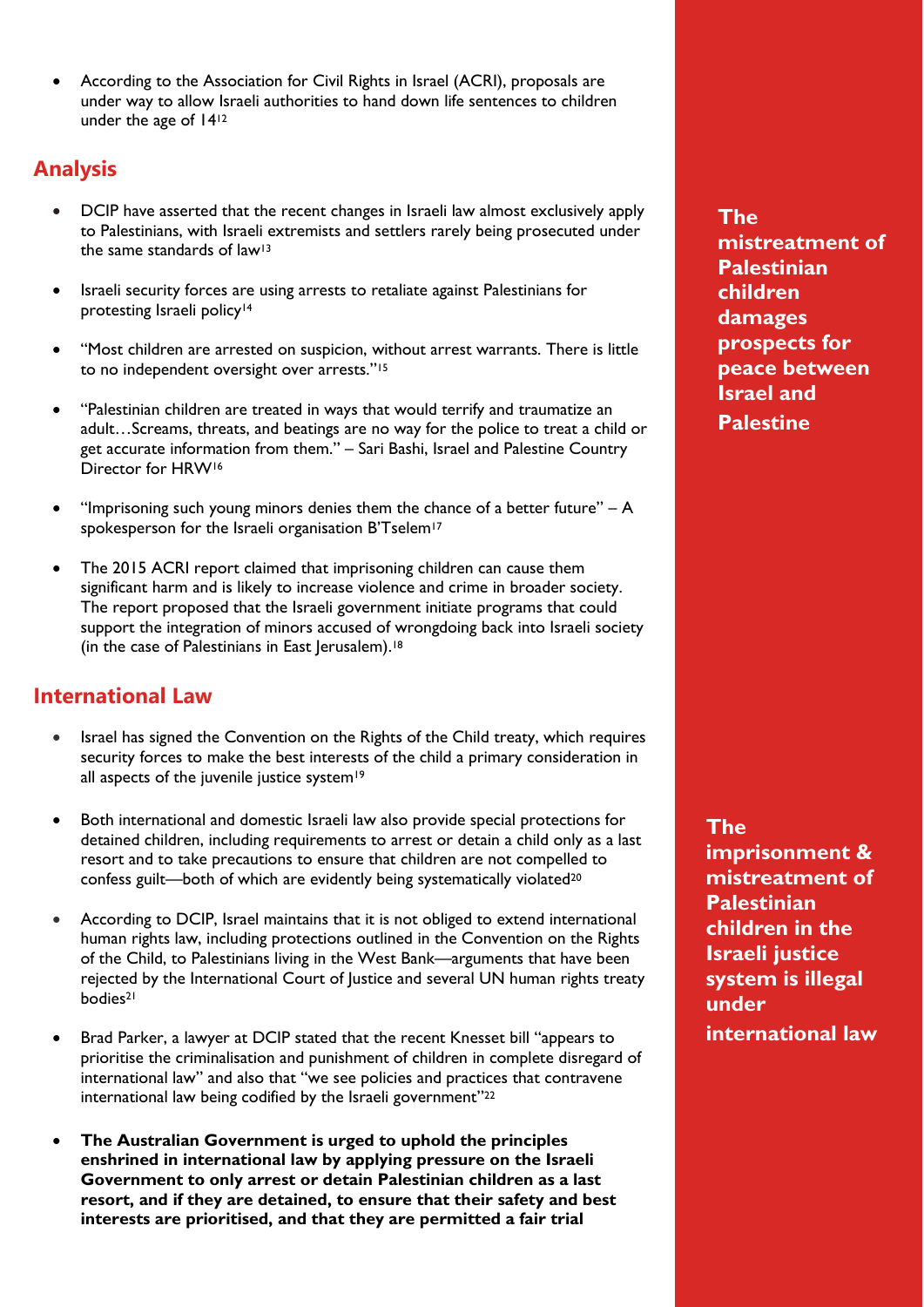- According to the Association for Civil Rights in Israel (ACRI), proposals are under way to allow Israeli authorities to hand down life sentences to children under the age of 14[12]

## Analysis

- DCIP have asserted that the recent changes in Israeli law almost exclusively apply to Palestinians, with Israeli extremists and settlers rarely being prosecuted under the same standards of law[13]

- Israeli security forces are using arrests to retaliate against Palestinians for protesting Israeli policy[14]

- "Most children are arrested on suspicion, without arrest warrants. There is little to no independent oversight over arrests."[15]

- "Palestinian children are treated in ways that would terrify and traumatize an adult…Screams, threats, and beatings are no way for the police to treat a child or get accurate information from them." – Sari Bashi, Israel and Palestine Country Director for HRW[16]

- "Imprisoning such young minors denies them the chance of a better future" – A spokesperson for the Israeli organisation B'Tselem[17]

- The 2015 ACRI report claimed that imprisoning children can cause them significant harm and is likely to increase violence and crime in broader society. The report proposed that the Israeli government initiate programs that could support the integration of minors accused of wrongdoing back into Israeli society (in the case of Palestinians in East Jerusalem).[18]

**The mistreatment of Palestinian children damages prospects for peace between Israel and Palestine**

## International Law

- Israel has signed the Convention on the Rights of the Child treaty, which requires security forces to make the best interests of the child a primary consideration in all aspects of the juvenile justice system[19]

- Both international and domestic Israeli law also provide special protections for detained children, including requirements to arrest or detain a child only as a last resort and to take precautions to ensure that children are not compelled to confess guilt—both of which are evidently being systematically violated[20]

- According to DCIP, Israel maintains that it is not obliged to extend international human rights law, including protections outlined in the Convention on the Rights of the Child, to Palestinians living in the West Bank—arguments that have been rejected by the International Court of Justice and several UN human rights treaty bodies[21]

- Brad Parker, a lawyer at DCIP stated that the recent Knesset bill "appears to prioritise the criminalisation and punishment of children in complete disregard of international law" and also that "we see policies and practices that contravene international law being codified by the Israeli government"[22]

- **The Australian Government is urged to uphold the principles enshrined in international law by applying pressure on the Israeli Government to only arrest or detain Palestinian children as a last resort, and if they are detained, to ensure that their safety and best interests are prioritised, and that they are permitted a fair trial**

**The imprisonment & mistreatment of Palestinian children in the Israeli justice system is illegal under international law**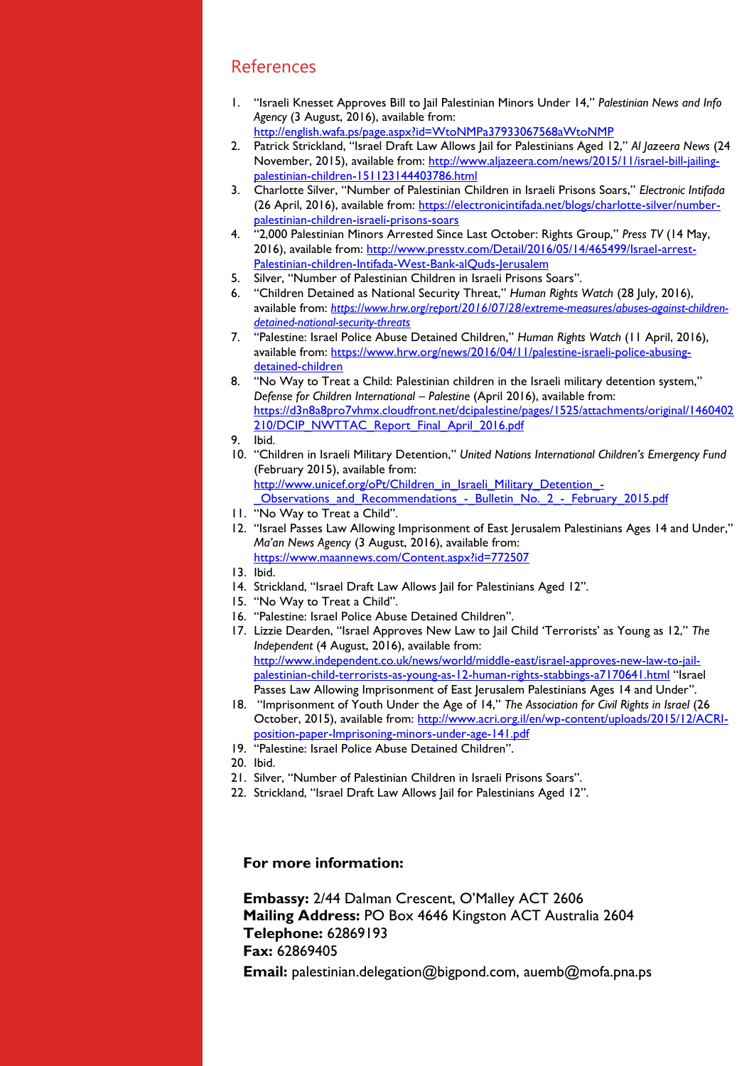## References

1. "Israeli Knesset Approves Bill to Jail Palestinian Minors Under 14," *Palestinian News and Info Agency* (3 August, 2016), available from: http://english.wafa.ps/page.aspx?id=WtoNMPa37933067568aWtoNMP
2. Patrick Strickland, "Israel Draft Law Allows Jail for Palestinians Aged 12," *Al Jazeera News* (24 November, 2015), available from: http://www.aljazeera.com/news/2015/11/israel-bill-jailing-palestinian-children-151123144403786.html
3. Charlotte Silver, "Number of Palestinian Children in Israeli Prisons Soars," *Electronic Intifada* (26 April, 2016), available from: https://electronicintifada.net/blogs/charlotte-silver/number-palestinian-children-israeli-prisons-soars
4. "2,000 Palestinian Minors Arrested Since Last October: Rights Group," *Press TV* (14 May, 2016), available from: http://www.presstv.com/Detail/2016/05/14/465499/Israel-arrest-Palestinian-children-Intifada-West-Bank-alQuds-Jerusalem
5. Silver, "Number of Palestinian Children in Israeli Prisons Soars".
6. "Children Detained as National Security Threat," *Human Rights Watch* (28 July, 2016), available from: *https://www.hrw.org/report/2016/07/28/extreme-measures/abuses-against-children-detained-national-security-threats*
7. "Palestine: Israel Police Abuse Detained Children," *Human Rights Watch* (11 April, 2016), available from: https://www.hrw.org/news/2016/04/11/palestine-israeli-police-abusing-detained-children
8. "No Way to Treat a Child: Palestinian children in the Israeli military detention system," *Defense for Children International – Palestine* (April 2016), available from: https://d3n8a8pro7vhmx.cloudfront.net/dcipalestine/pages/1525/attachments/original/1460402210/DCIP_NWTTAC_Report_Final_April_2016.pdf
9. Ibid.
10. "Children in Israeli Military Detention," *United Nations International Children's Emergency Fund* (February 2015), available from: http://www.unicef.org/oPt/Children_in_Israeli_Military_Detention_-_Observations_and_Recommendations_-_Bulletin_No._2_-_February_2015.pdf
11. "No Way to Treat a Child".
12. "Israel Passes Law Allowing Imprisonment of East Jerusalem Palestinians Ages 14 and Under," *Ma'an News Agency* (3 August, 2016), available from: https://www.maannews.com/Content.aspx?id=772507
13. Ibid.
14. Strickland, "Israel Draft Law Allows Jail for Palestinians Aged 12".
15. "No Way to Treat a Child".
16. "Palestine: Israel Police Abuse Detained Children".
17. Lizzie Dearden, "Israel Approves New Law to Jail Child 'Terrorists' as Young as 12," *The Independent* (4 August, 2016), available from: http://www.independent.co.uk/news/world/middle-east/israel-approves-new-law-to-jail-palestinian-child-terrorists-as-young-as-12-human-rights-stabbings-a7170641.html "Israel Passes Law Allowing Imprisonment of East Jerusalem Palestinians Ages 14 and Under".
18. "Imprisonment of Youth Under the Age of 14," *The Association for Civil Rights in Israel* (26 October, 2015), available from: http://www.acri.org.il/en/wp-content/uploads/2015/12/ACRI-position-paper-Imprisoning-minors-under-age-141.pdf
19. "Palestine: Israel Police Abuse Detained Children".
20. Ibid.
21. Silver, "Number of Palestinian Children in Israeli Prisons Soars".
22. Strickland, "Israel Draft Law Allows Jail for Palestinians Aged 12".

**For more information:**

**Embassy:** 2/44 Dalman Crescent, O'Malley ACT 2606
**Mailing Address:** PO Box 4646 Kingston ACT Australia 2604
**Telephone:** 62869193
**Fax:** 62869405
**Email:** palestinian.delegation@bigpond.com, auemb@mofa.pna.ps